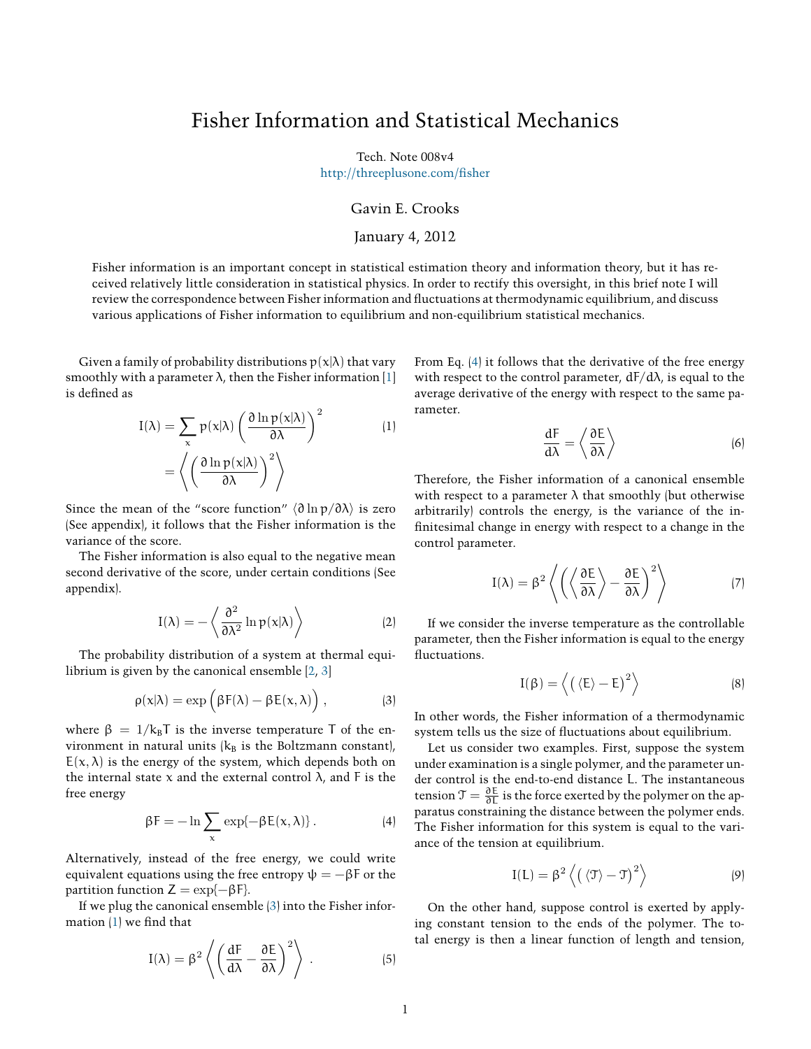# Fisher Information and Statistical Mechanics

Tech. Note 008v4
http://threeplusone.com/fisher

Gavin E. Crooks

January 4, 2012

Fisher information is an important concept in statistical estimation theory and information theory, but it has received relatively little consideration in statistical physics. In order to rectify this oversight, in this brief note I will review the correspondence between Fisher information and fluctuations at thermodynamic equilibrium, and discuss various applications of Fisher information to equilibrium and non-equilibrium statistical mechanics.

Given a family of probability distributions $p(x|\lambda)$ that vary smoothly with a parameter $\lambda$, then the Fisher information [1] is defined as

$$
\begin{aligned}
I(\lambda) &= \sum_x p(x|\lambda) \left( \frac{\partial \ln p(x|\lambda)}{\partial \lambda} \right)^2 \\
&= \left\langle \left( \frac{\partial \ln p(x|\lambda)}{\partial \lambda} \right)^2 \right\rangle
\end{aligned}
\tag{1}
$$

Since the mean of the "score function" $\langle \partial \ln p / \partial \lambda \rangle$ is zero (See appendix), it follows that the Fisher information is the variance of the score.

The Fisher information is also equal to the negative mean second derivative of the score, under certain conditions (See appendix).

$$
I(\lambda) = - \left\langle \frac{\partial^2}{\partial \lambda^2} \ln p(x|\lambda) \right\rangle \tag{2}
$$

The probability distribution of a system at thermal equilibrium is given by the canonical ensemble [2, 3]

$$
\rho(x|\lambda) = \exp\Big( \beta F(\lambda) - \beta E(x, \lambda) \Big) \,, \tag{3}
$$

where $\beta = 1/k_B T$ is the inverse temperature $T$ of the environment in natural units ($k_B$ is the Boltzmann constant), $E(x, \lambda)$ is the energy of the system, which depends both on the internal state $x$ and the external control $\lambda$, and $F$ is the free energy

$$
\beta F = - \ln \sum_x \exp\{ -\beta E(x, \lambda) \} \,. \tag{4}
$$

Alternatively, instead of the free energy, we could write equivalent equations using the free entropy $\psi = -\beta F$ or the partition function $Z = \exp\{-\beta F\}$.

If we plug the canonical ensemble (3) into the Fisher information (1) we find that

$$
I(\lambda) = \beta^2 \left\langle \left( \frac{dF}{d\lambda} - \frac{\partial E}{\partial \lambda} \right)^2 \right\rangle \,. \tag{5}
$$

From Eq. (4) it follows that the derivative of the free energy with respect to the control parameter, $dF/d\lambda$, is equal to the average derivative of the energy with respect to the same parameter.

$$
\frac{dF}{d\lambda} = \left\langle \frac{\partial E}{\partial \lambda} \right\rangle \tag{6}
$$

Therefore, the Fisher information of a canonical ensemble with respect to a parameter $\lambda$ that smoothly (but otherwise arbitrarily) controls the energy, is the variance of the infinitesimal change in energy with respect to a change in the control parameter.

$$
I(\lambda) = \beta^2 \left\langle \left( \left\langle \frac{\partial E}{\partial \lambda} \right\rangle - \frac{\partial E}{\partial \lambda} \right)^2 \right\rangle \tag{7}
$$

If we consider the inverse temperature as the controllable parameter, then the Fisher information is equal to the energy fluctuations.

$$
I(\beta) = \Big\langle \big( \langle E \rangle - E \big)^2 \Big\rangle \tag{8}
$$

In other words, the Fisher information of a thermodynamic system tells us the size of fluctuations about equilibrium.

Let us consider two examples. First, suppose the system under examination is a single polymer, and the parameter under control is the end-to-end distance $L$. The instantaneous tension $\mathcal{T} = \frac{\partial E}{\partial L}$ is the force exerted by the polymer on the apparatus constraining the distance between the polymer ends. The Fisher information for this system is equal to the variance of the tension at equilibrium.

$$
I(L) = \beta^2 \Big\langle \big( \langle \mathcal{T} \rangle - \mathcal{T} \big)^2 \Big\rangle \tag{9}
$$

On the other hand, suppose control is exerted by applying constant tension to the ends of the polymer. The total energy is then a linear function of length and tension,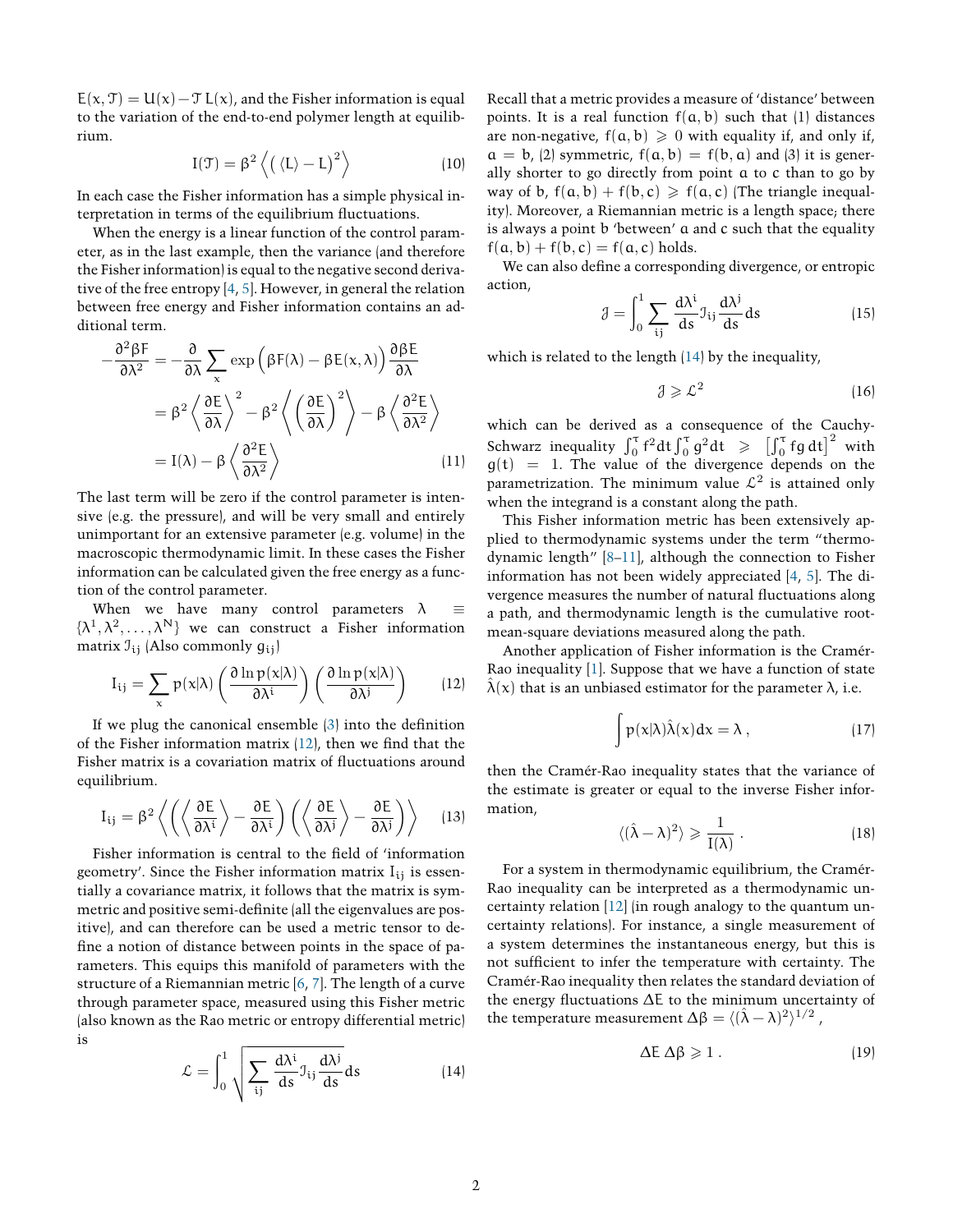$E(x, \mathcal{T}) = U(x) - \mathcal{T}\, L(x)$, and the Fisher information is equal to the variation of the end-to-end polymer length at equilibrium.

$$I(\mathcal{T}) = \beta^2 \left\langle \left( \langle L \rangle - L \right)^2 \right\rangle \tag{10}$$

In each case the Fisher information has a simple physical interpretation in terms of the equilibrium fluctuations.

When the energy is a linear function of the control parameter, as in the last example, then the variance (and therefore the Fisher information) is equal to the negative second derivative of the free entropy [4, 5]. However, in general the relation between free energy and Fisher information contains an additional term.

$$\begin{aligned}
-\frac{\partial^2 \beta F}{\partial \lambda^2} &= -\frac{\partial}{\partial \lambda} \sum_x \exp\Big(\beta F(\lambda) - \beta E(x, \lambda)\Big) \frac{\partial \beta E}{\partial \lambda} \\
&= \beta^2 \left\langle \frac{\partial E}{\partial \lambda} \right\rangle^2 - \beta^2 \left\langle \left( \frac{\partial E}{\partial \lambda} \right)^2 \right\rangle - \beta \left\langle \frac{\partial^2 E}{\partial \lambda^2} \right\rangle \\
&= I(\lambda) - \beta \left\langle \frac{\partial^2 E}{\partial \lambda^2} \right\rangle
\end{aligned} \tag{11}$$

The last term will be zero if the control parameter is intensive (e.g. the pressure), and will be very small and entirely unimportant for an extensive parameter (e.g. volume) in the macroscopic thermodynamic limit. In these cases the Fisher information can be calculated given the free energy as a function of the control parameter.

When we have many control parameters $\lambda \equiv \{\lambda^1, \lambda^2, \ldots, \lambda^N\}$ we can construct a Fisher information matrix $\mathcal{I}_{ij}$ (Also commonly $g_{ij}$)

$$I_{ij} = \sum_x p(x|\lambda) \left( \frac{\partial \ln p(x|\lambda)}{\partial \lambda^i} \right) \left( \frac{\partial \ln p(x|\lambda)}{\partial \lambda^j} \right) \tag{12}$$

If we plug the canonical ensemble (3) into the definition of the Fisher information matrix (12), then we find that the Fisher matrix is a covariation matrix of fluctuations around equilibrium.

$$I_{ij} = \beta^2 \left\langle \left( \left\langle \frac{\partial E}{\partial \lambda^i} \right\rangle - \frac{\partial E}{\partial \lambda^i} \right) \left( \left\langle \frac{\partial E}{\partial \lambda^j} \right\rangle - \frac{\partial E}{\partial \lambda^j} \right) \right\rangle \tag{13}$$

Fisher information is central to the field of 'information geometry'. Since the Fisher information matrix $I_{ij}$ is essentially a covariance matrix, it follows that the matrix is symmetric and positive semi-definite (all the eigenvalues are positive), and can therefore can be used a metric tensor to define a notion of distance between points in the space of parameters. This equips this manifold of parameters with the structure of a Riemannian metric [6, 7]. The length of a curve through parameter space, measured using this Fisher metric (also known as the Rao metric or entropy differential metric) is

$$\mathcal{L} = \int_0^1 \sqrt{\sum_{ij} \frac{d\lambda^i}{ds} \mathcal{I}_{ij} \frac{d\lambda^j}{ds}}\, ds \tag{14}$$

Recall that a metric provides a measure of 'distance' between points. It is a real function $f(a, b)$ such that (1) distances are non-negative, $f(a, b) \geqslant 0$ with equality if, and only if, $a = b$, (2) symmetric, $f(a, b) = f(b, a)$ and (3) it is generally shorter to go directly from point $a$ to $c$ than to go by way of $b$, $f(a, b) + f(b, c) \geqslant f(a, c)$ (The triangle inequality). Moreover, a Riemannian metric is a length space; there is always a point $b$ 'between' $a$ and $c$ such that the equality $f(a, b) + f(b, c) = f(a, c)$ holds.

We can also define a corresponding divergence, or entropic action,

$$\mathcal{J} = \int_0^1 \sum_{ij} \frac{d\lambda^i}{ds} \mathcal{I}_{ij} \frac{d\lambda^j}{ds}\, ds \tag{15}$$

which is related to the length (14) by the inequality,

$$\mathcal{J} \geqslant \mathcal{L}^2 \tag{16}$$

which can be derived as a consequence of the Cauchy-Schwarz inequality $\int_0^\tau f^2 dt \int_0^\tau g^2 dt \geqslant \left[\int_0^\tau fg\, dt\right]^2$ with $g(t) = 1$. The value of the divergence depends on the parametrization. The minimum value $\mathcal{L}^2$ is attained only when the integrand is a constant along the path.

This Fisher information metric has been extensively applied to thermodynamic systems under the term "thermodynamic length" [8–11], although the connection to Fisher information has not been widely appreciated [4, 5]. The divergence measures the number of natural fluctuations along a path, and thermodynamic length is the cumulative root-mean-square deviations measured along the path.

Another application of Fisher information is the Cramér-Rao inequality [1]. Suppose that we have a function of state $\hat{\lambda}(x)$ that is an unbiased estimator for the parameter $\lambda$, i.e.

$$\int p(x|\lambda) \hat{\lambda}(x)\, dx = \lambda\,, \tag{17}$$

then the Cramér-Rao inequality states that the variance of the estimate is greater or equal to the inverse Fisher information,

$$\langle (\hat{\lambda} - \lambda)^2 \rangle \geqslant \frac{1}{I(\lambda)}\,. \tag{18}$$

For a system in thermodynamic equilibrium, the Cramér-Rao inequality can be interpreted as a thermodynamic uncertainty relation [12] (in rough analogy to the quantum uncertainty relations). For instance, a single measurement of a system determines the instantaneous energy, but this is not sufficient to infer the temperature with certainty. The Cramér-Rao inequality then relates the standard deviation of the energy fluctuations $\Delta E$ to the minimum uncertainty of the temperature measurement $\Delta \beta = \langle (\hat{\lambda} - \lambda)^2 \rangle^{1/2}$,

$$\Delta E\, \Delta \beta \geqslant 1\,. \tag{19}$$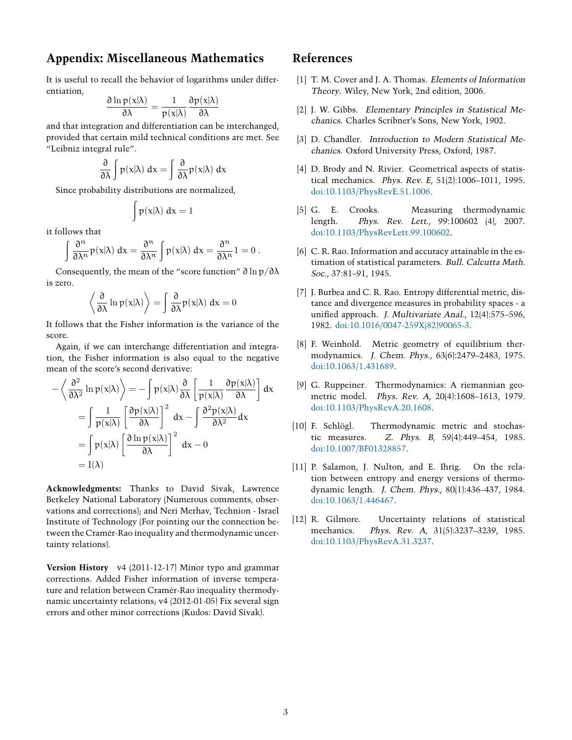## Appendix: Miscellaneous Mathematics

It is useful to recall the behavior of logarithms under differentiation,

$$\frac{\partial \ln p(x|\lambda)}{\partial \lambda} = \frac{1}{p(x|\lambda)} \frac{\partial p(x|\lambda)}{\partial \lambda}$$

and that integration and differentiation can be interchanged, provided that certain mild technical conditions are met. See "Leibniz integral rule".

$$\frac{\partial}{\partial \lambda} \int p(x|\lambda)\, dx = \int \frac{\partial}{\partial \lambda} p(x|\lambda)\, dx$$

Since probability distributions are normalized,

$$\int p(x|\lambda)\, dx = 1$$

it follows that

$$\int \frac{\partial^n}{\partial \lambda^n} p(x|\lambda)\, dx = \frac{\partial^n}{\partial \lambda^n} \int p(x|\lambda)\, dx = \frac{\partial^n}{\partial \lambda^n} 1 = 0\,.$$

Consequently, the mean of the "score function" $\partial \ln p / \partial \lambda$ is zero.

$$\left\langle \frac{\partial}{\partial \lambda} \ln p(x|\lambda) \right\rangle = \int \frac{\partial}{\partial \lambda} p(x|\lambda)\, dx = 0$$

It follows that the Fisher information is the variance of the score.

Again, if we can interchange differentiation and integration, the Fisher information is also equal to the negative mean of the score's second derivative:

$$\begin{aligned}
-\left\langle \frac{\partial^2}{\partial \lambda^2} \ln p(x|\lambda) \right\rangle &= -\int p(x|\lambda) \frac{\partial}{\partial \lambda} \left[ \frac{1}{p(x|\lambda)} \frac{\partial p(x|\lambda)}{\partial \lambda} \right] dx \\
&= \int \frac{1}{p(x|\lambda)} \left[ \frac{\partial p(x|\lambda)}{\partial \lambda} \right]^2 dx - \int \frac{\partial^2 p(x|\lambda)}{\partial \lambda^2} dx \\
&= \int p(x|\lambda) \left[ \frac{\partial \ln p(x|\lambda)}{\partial \lambda} \right]^2 dx - 0 \\
&= I(\lambda)
\end{aligned}$$

**Acknowledgments:** Thanks to David Sivak, Lawrence Berkeley National Laboratory (Numerous comments, observations and corrections); and Neri Merhav, Technion - Israel Institute of Technology (For pointing our the connection between the Cramér-Rao inequality and thermodynamic uncertainty relations).

**Version History** v4 (2011-12-17) Minor typo and grammar corrections. Added Fisher information of inverse temperature and relation between Cramér-Rao inequality thermodynamic uncertainty relations; v4 (2012-01-05) Fix several sign errors and other minor corrections (Kudos: David Sivak).

## References

[1] T. M. Cover and J. A. Thomas. *Elements of Information Theory*. Wiley, New York, 2nd edition, 2006.

[2] J. W. Gibbs. *Elementary Principles in Statistical Mechanics*. Charles Scribner's Sons, New York, 1902.

[3] D. Chandler. *Introduction to Modern Statistical Mechanics*. Oxford University Press, Oxford, 1987.

[4] D. Brody and N. Rivier. Geometrical aspects of statistical mechanics. *Phys. Rev. E*, 51(2):1006–1011, 1995. doi:10.1103/PhysRevE.51.1006.

[5] G. E. Crooks. Measuring thermodynamic length. *Phys. Rev. Lett.*, 99:100602 (4), 2007. doi:10.1103/PhysRevLett.99.100602.

[6] C. R. Rao. Information and accuracy attainable in the estimation of statistical parameters. *Bull. Calcutta Math. Soc.*, 37:81–91, 1945.

[7] J. Burbea and C. R. Rao. Entropy differential metric, distance and divergence measures in probability spaces - a unified approach. *J. Multivariate Anal.*, 12(4):575–596, 1982. doi:10.1016/0047-259X(82)90065-3.

[8] F. Weinhold. Metric geometry of equilibrium thermodynamics. *J. Chem. Phys.*, 63(6):2479–2483, 1975. doi:10.1063/1.431689.

[9] G. Ruppeiner. Thermodynamics: A riemannian geometric model. *Phys. Rev. A*, 20(4):1608–1613, 1979. doi:10.1103/PhysRevA.20.1608.

[10] F. Schlögl. Thermodynamic metric and stochastic measures. *Z. Phys. B*, 59(4):449–454, 1985. doi:10.1007/BF01328857.

[11] P. Salamon, J. Nulton, and E. Ihrig. On the relation between entropy and energy versions of thermodynamic length. *J. Chem. Phys.*, 80(1):436–437, 1984. doi:10.1063/1.446467.

[12] R. Gilmore. Uncertainty relations of statistical mechanics. *Phys. Rev. A*, 31(5):3237–3239, 1985. doi:10.1103/PhysRevA.31.3237.